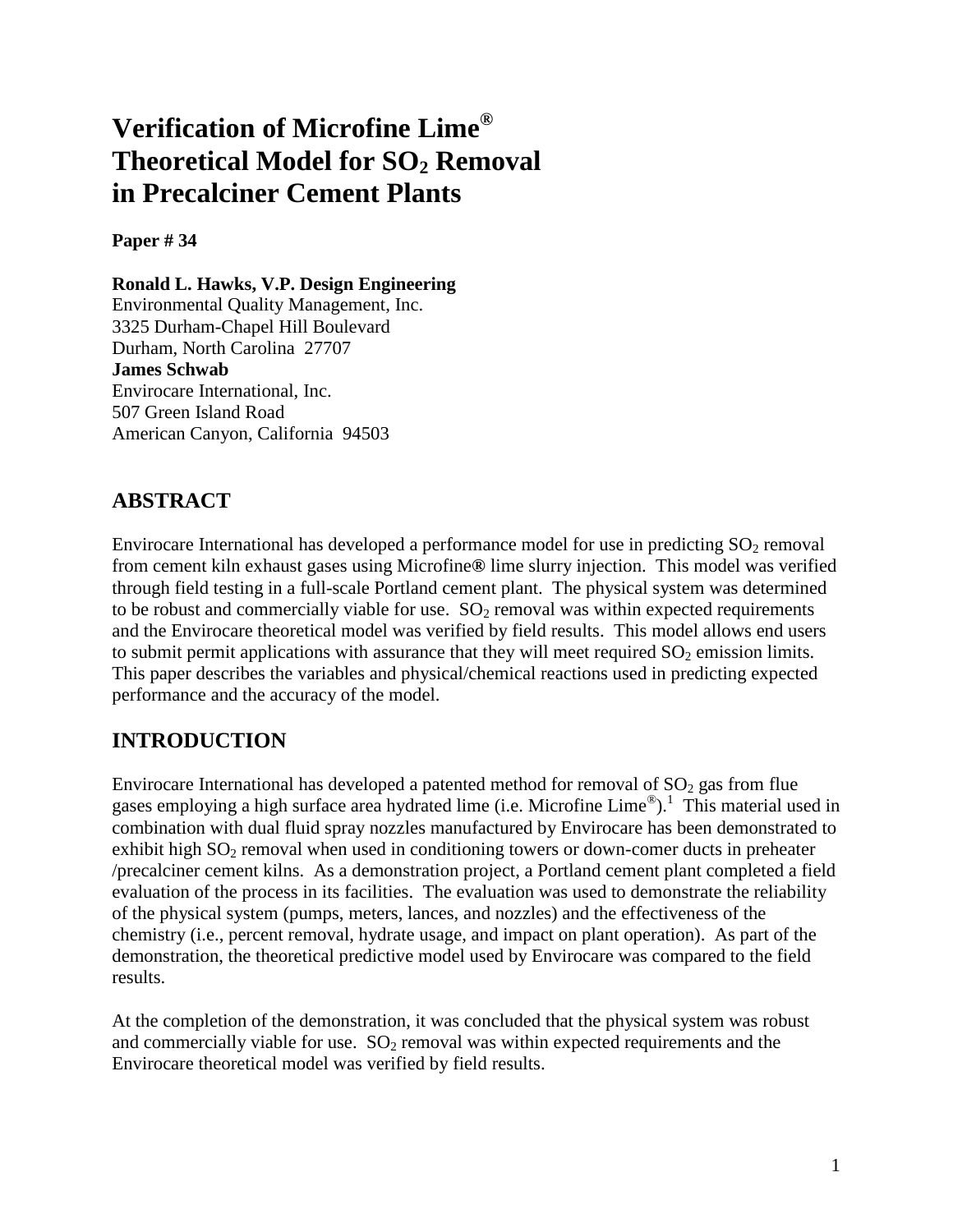# Verification of Microfine Lime® Theoretical Model for $SO_2$ Removal in Precalciner Cement Plants

**Paper # 34**

**Ronald L. Hawks, V.P. Design Engineering**
Environmental Quality Management, Inc.
3325 Durham-Chapel Hill Boulevard
Durham, North Carolina 27707
**James Schwab**
Envirocare International, Inc.
507 Green Island Road
American Canyon, California 94503

## ABSTRACT

Envirocare International has developed a performance model for use in predicting $SO_2$ removal from cement kiln exhaust gases using Microfine**®** lime slurry injection. This model was verified through field testing in a full-scale Portland cement plant. The physical system was determined to be robust and commercially viable for use. $SO_2$ removal was within expected requirements and the Envirocare theoretical model was verified by field results. This model allows end users to submit permit applications with assurance that they will meet required $SO_2$ emission limits. This paper describes the variables and physical/chemical reactions used in predicting expected performance and the accuracy of the model.

## INTRODUCTION

Envirocare International has developed a patented method for removal of $SO_2$ gas from flue gases employing a high surface area hydrated lime (i.e. Microfine Lime®).[1] This material used in combination with dual fluid spray nozzles manufactured by Envirocare has been demonstrated to exhibit high $SO_2$ removal when used in conditioning towers or down-comer ducts in preheater /precalciner cement kilns. As a demonstration project, a Portland cement plant completed a field evaluation of the process in its facilities. The evaluation was used to demonstrate the reliability of the physical system (pumps, meters, lances, and nozzles) and the effectiveness of the chemistry (i.e., percent removal, hydrate usage, and impact on plant operation). As part of the demonstration, the theoretical predictive model used by Envirocare was compared to the field results.

At the completion of the demonstration, it was concluded that the physical system was robust and commercially viable for use. $SO_2$ removal was within expected requirements and the Envirocare theoretical model was verified by field results.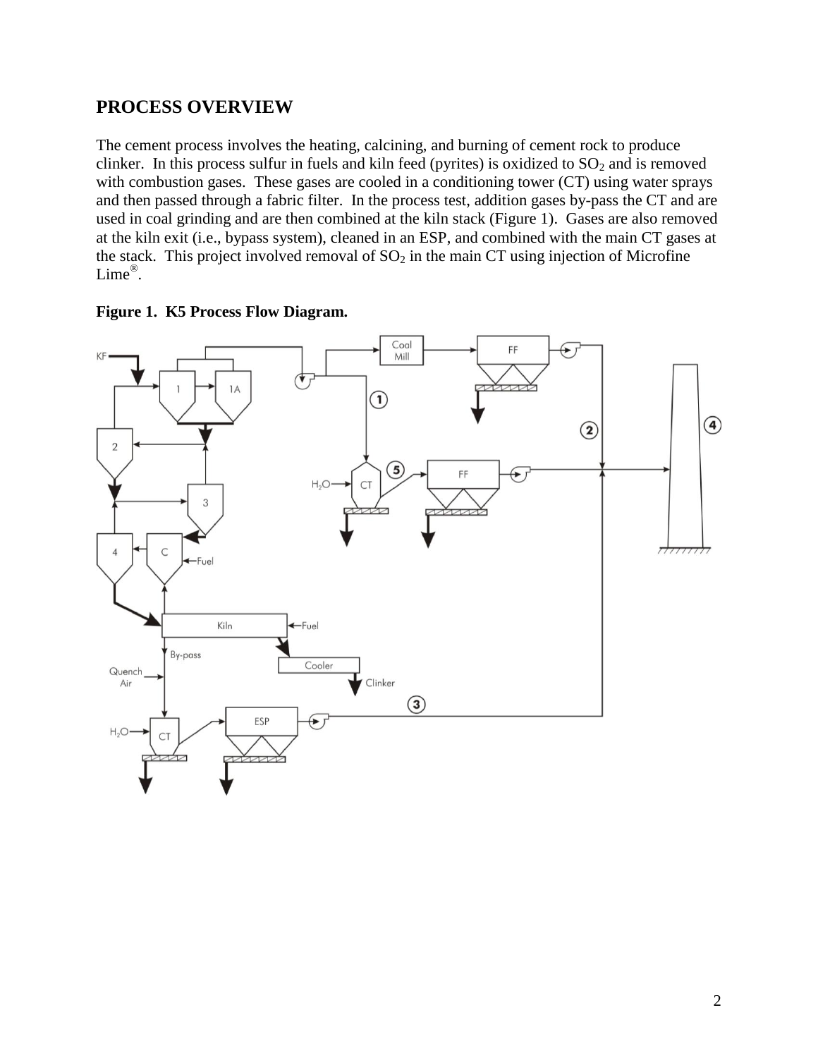## PROCESS OVERVIEW

The cement process involves the heating, calcining, and burning of cement rock to produce clinker. In this process sulfur in fuels and kiln feed (pyrites) is oxidized to $SO_2$ and is removed with combustion gases. These gases are cooled in a conditioning tower (CT) using water sprays and then passed through a fabric filter. In the process test, addition gases by-pass the CT and are used in coal grinding and are then combined at the kiln stack (Figure 1). Gases are also removed at the kiln exit (i.e., bypass system), cleaned in an ESP, and combined with the main CT gases at the stack. This project involved removal of $SO_2$ in the main CT using injection of Microfine Lime®.

**Figure 1. K5 Process Flow Diagram.**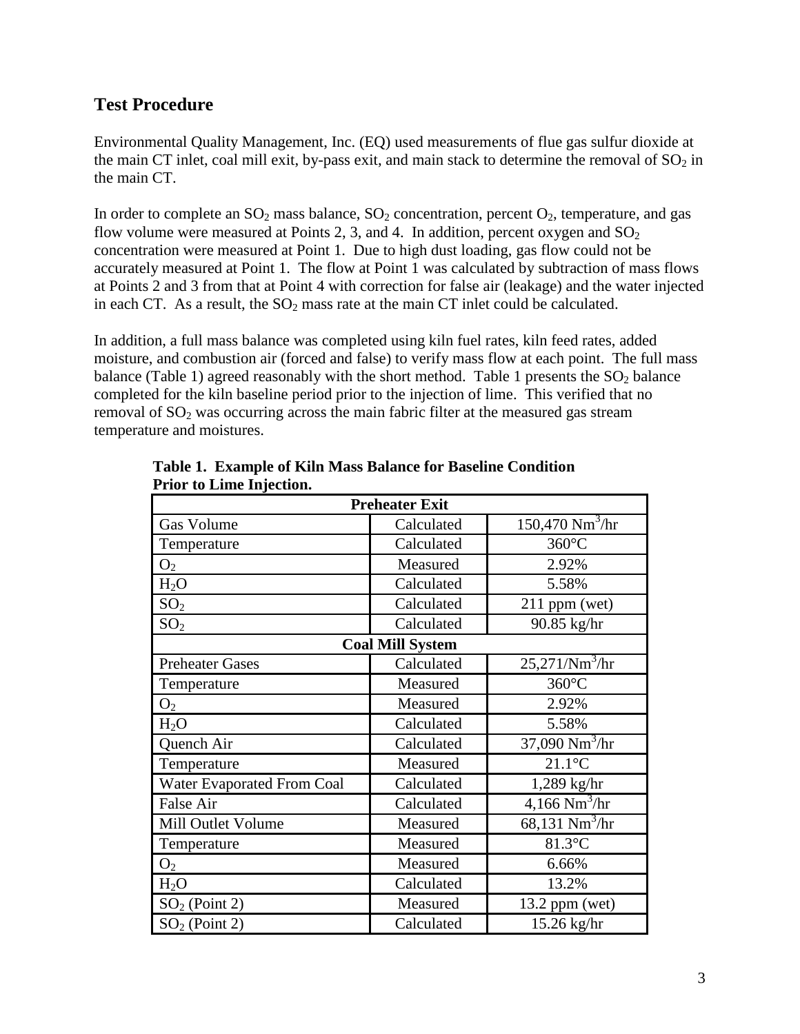## Test Procedure

Environmental Quality Management, Inc. (EQ) used measurements of flue gas sulfur dioxide at the main CT inlet, coal mill exit, by-pass exit, and main stack to determine the removal of $SO_2$ in the main CT.

In order to complete an $SO_2$ mass balance, $SO_2$ concentration, percent $O_2$, temperature, and gas flow volume were measured at Points 2, 3, and 4. In addition, percent oxygen and $SO_2$ concentration were measured at Point 1. Due to high dust loading, gas flow could not be accurately measured at Point 1. The flow at Point 1 was calculated by subtraction of mass flows at Points 2 and 3 from that at Point 4 with correction for false air (leakage) and the water injected in each CT. As a result, the $SO_2$ mass rate at the main CT inlet could be calculated.

In addition, a full mass balance was completed using kiln fuel rates, kiln feed rates, added moisture, and combustion air (forced and false) to verify mass flow at each point. The full mass balance (Table 1) agreed reasonably with the short method. Table 1 presents the $SO_2$ balance completed for the kiln baseline period prior to the injection of lime. This verified that no removal of $SO_2$ was occurring across the main fabric filter at the measured gas stream temperature and moistures.

**Table 1. Example of Kiln Mass Balance for Baseline Condition Prior to Lime Injection.**

| **Preheater Exit** | | |
|---|---|---|
| Gas Volume | Calculated | 150,470 $Nm^3$/hr |
| Temperature | Calculated | 360°C |
| $O_2$ | Measured | 2.92% |
| $H_2O$ | Calculated | 5.58% |
| $SO_2$ | Calculated | 211 ppm (wet) |
| $SO_2$ | Calculated | 90.85 kg/hr |
| **Coal Mill System** | | |
| Preheater Gases | Calculated | 25,271/$Nm^3$/hr |
| Temperature | Measured | 360°C |
| $O_2$ | Measured | 2.92% |
| $H_2O$ | Calculated | 5.58% |
| Quench Air | Calculated | 37,090 $Nm^3$/hr |
| Temperature | Measured | 21.1°C |
| Water Evaporated From Coal | Calculated | 1,289 kg/hr |
| False Air | Calculated | 4,166 $Nm^3$/hr |
| Mill Outlet Volume | Measured | 68,131 $Nm^3$/hr |
| Temperature | Measured | 81.3°C |
| $O_2$ | Measured | 6.66% |
| $H_2O$ | Calculated | 13.2% |
| $SO_2$ (Point 2) | Measured | 13.2 ppm (wet) |
| $SO_2$ (Point 2) | Calculated | 15.26 kg/hr |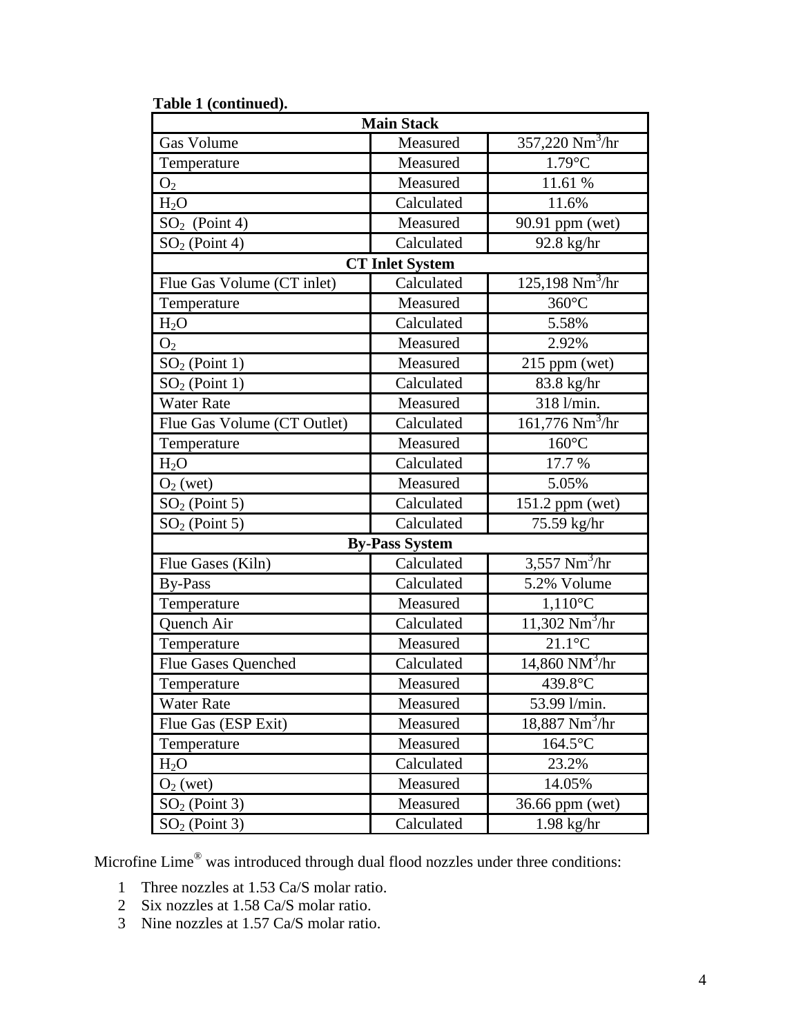**Table 1 (continued).**

| Main Stack | | |
|---|---|---|
| Gas Volume | Measured | 357,220 $Nm^3$/hr |
| Temperature | Measured | 1.79°C |
| $O_2$ | Measured | 11.61 % |
| $H_2O$ | Calculated | 11.6% |
| $SO_2$ (Point 4) | Measured | 90.91 ppm (wet) |
| $SO_2$ (Point 4) | Calculated | 92.8 kg/hr |
| **CT Inlet System** | | |
| Flue Gas Volume (CT inlet) | Calculated | 125,198 $Nm^3$/hr |
| Temperature | Measured | 360°C |
| $H_2O$ | Calculated | 5.58% |
| $O_2$ | Measured | 2.92% |
| $SO_2$ (Point 1) | Measured | 215 ppm (wet) |
| $SO_2$ (Point 1) | Calculated | 83.8 kg/hr |
| Water Rate | Measured | 318 l/min. |
| Flue Gas Volume (CT Outlet) | Calculated | 161,776 $Nm^3$/hr |
| Temperature | Measured | 160°C |
| $H_2O$ | Calculated | 17.7 % |
| $O_2$ (wet) | Measured | 5.05% |
| $SO_2$ (Point 5) | Calculated | 151.2 ppm (wet) |
| $SO_2$ (Point 5) | Calculated | 75.59 kg/hr |
| **By-Pass System** | | |
| Flue Gases (Kiln) | Calculated | 3,557 $Nm^3$/hr |
| By-Pass | Calculated | 5.2% Volume |
| Temperature | Measured | 1,110°C |
| Quench Air | Calculated | 11,302 $Nm^3$/hr |
| Temperature | Measured | 21.1°C |
| Flue Gases Quenched | Calculated | 14,860 $NM^3$/hr |
| Temperature | Measured | 439.8°C |
| Water Rate | Measured | 53.99 l/min. |
| Flue Gas (ESP Exit) | Measured | 18,887 $Nm^3$/hr |
| Temperature | Measured | 164.5°C |
| $H_2O$ | Calculated | 23.2% |
| $O_2$ (wet) | Measured | 14.05% |
| $SO_2$ (Point 3) | Measured | 36.66 ppm (wet) |
| $SO_2$ (Point 3) | Calculated | 1.98 kg/hr |

Microfine Lime® was introduced through dual flood nozzles under three conditions:

1. Three nozzles at 1.53 Ca/S molar ratio.
2. Six nozzles at 1.58 Ca/S molar ratio.
3. Nine nozzles at 1.57 Ca/S molar ratio.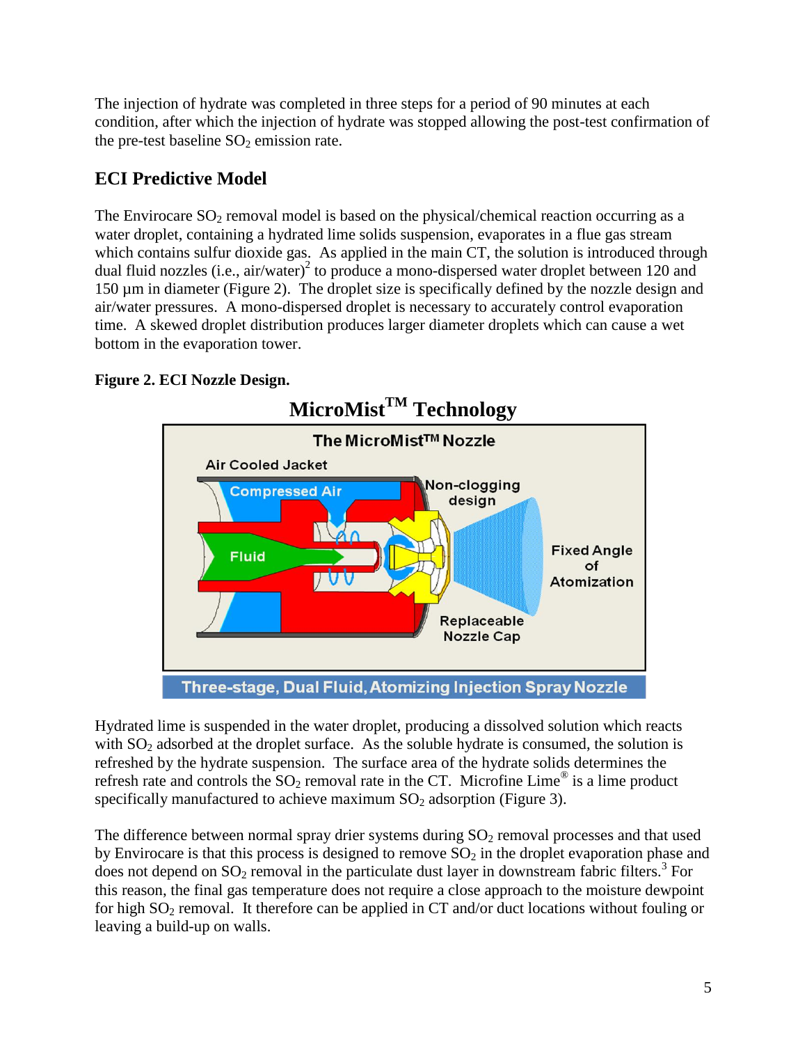The injection of hydrate was completed in three steps for a period of 90 minutes at each condition, after which the injection of hydrate was stopped allowing the post-test confirmation of the pre-test baseline $SO_2$ emission rate.

## ECI Predictive Model

The Envirocare $SO_2$ removal model is based on the physical/chemical reaction occurring as a water droplet, containing a hydrated lime solids suspension, evaporates in a flue gas stream which contains sulfur dioxide gas. As applied in the main CT, the solution is introduced through dual fluid nozzles (i.e., air/water)[2] to produce a mono-dispersed water droplet between 120 and 150 µm in diameter (Figure 2). The droplet size is specifically defined by the nozzle design and air/water pressures. A mono-dispersed droplet is necessary to accurately control evaporation time. A skewed droplet distribution produces larger diameter droplets which can cause a wet bottom in the evaporation tower.

**Figure 2. ECI Nozzle Design.**

Hydrated lime is suspended in the water droplet, producing a dissolved solution which reacts with $SO_2$ adsorbed at the droplet surface. As the soluble hydrate is consumed, the solution is refreshed by the hydrate suspension. The surface area of the hydrate solids determines the refresh rate and controls the $SO_2$ removal rate in the CT. Microfine Lime® is a lime product specifically manufactured to achieve maximum $SO_2$ adsorption (Figure 3).

The difference between normal spray drier systems during $SO_2$ removal processes and that used by Envirocare is that this process is designed to remove $SO_2$ in the droplet evaporation phase and does not depend on $SO_2$ removal in the particulate dust layer in downstream fabric filters.[3] For this reason, the final gas temperature does not require a close approach to the moisture dewpoint for high $SO_2$ removal. It therefore can be applied in CT and/or duct locations without fouling or leaving a build-up on walls.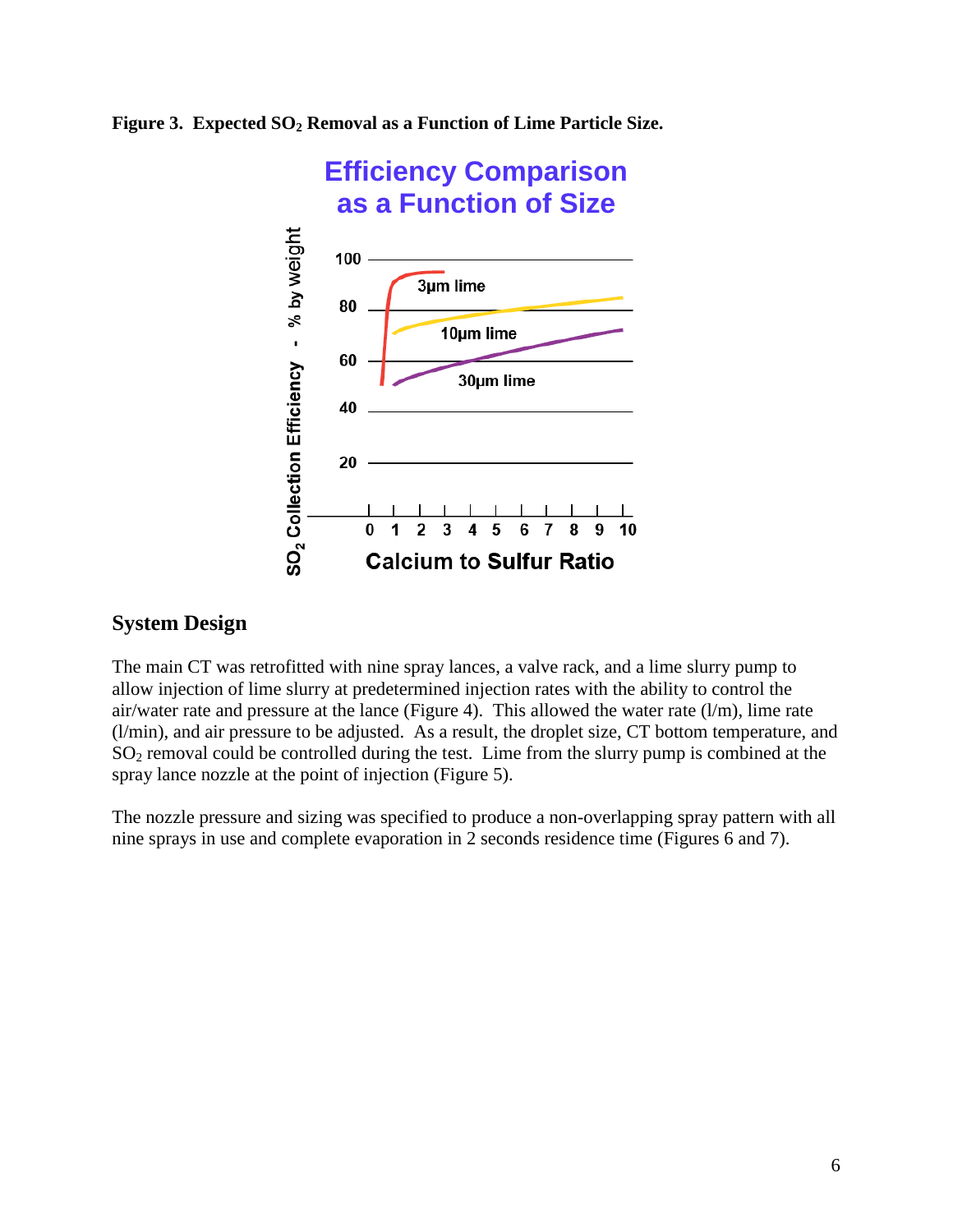**Figure 3. Expected $SO_2$ Removal as a Function of Lime Particle Size.**

## System Design

The main CT was retrofitted with nine spray lances, a valve rack, and a lime slurry pump to allow injection of lime slurry at predetermined injection rates with the ability to control the air/water rate and pressure at the lance (Figure 4). This allowed the water rate (l/m), lime rate (l/min), and air pressure to be adjusted. As a result, the droplet size, CT bottom temperature, and $SO_2$ removal could be controlled during the test. Lime from the slurry pump is combined at the spray lance nozzle at the point of injection (Figure 5).

The nozzle pressure and sizing was specified to produce a non-overlapping spray pattern with all nine sprays in use and complete evaporation in 2 seconds residence time (Figures 6 and 7).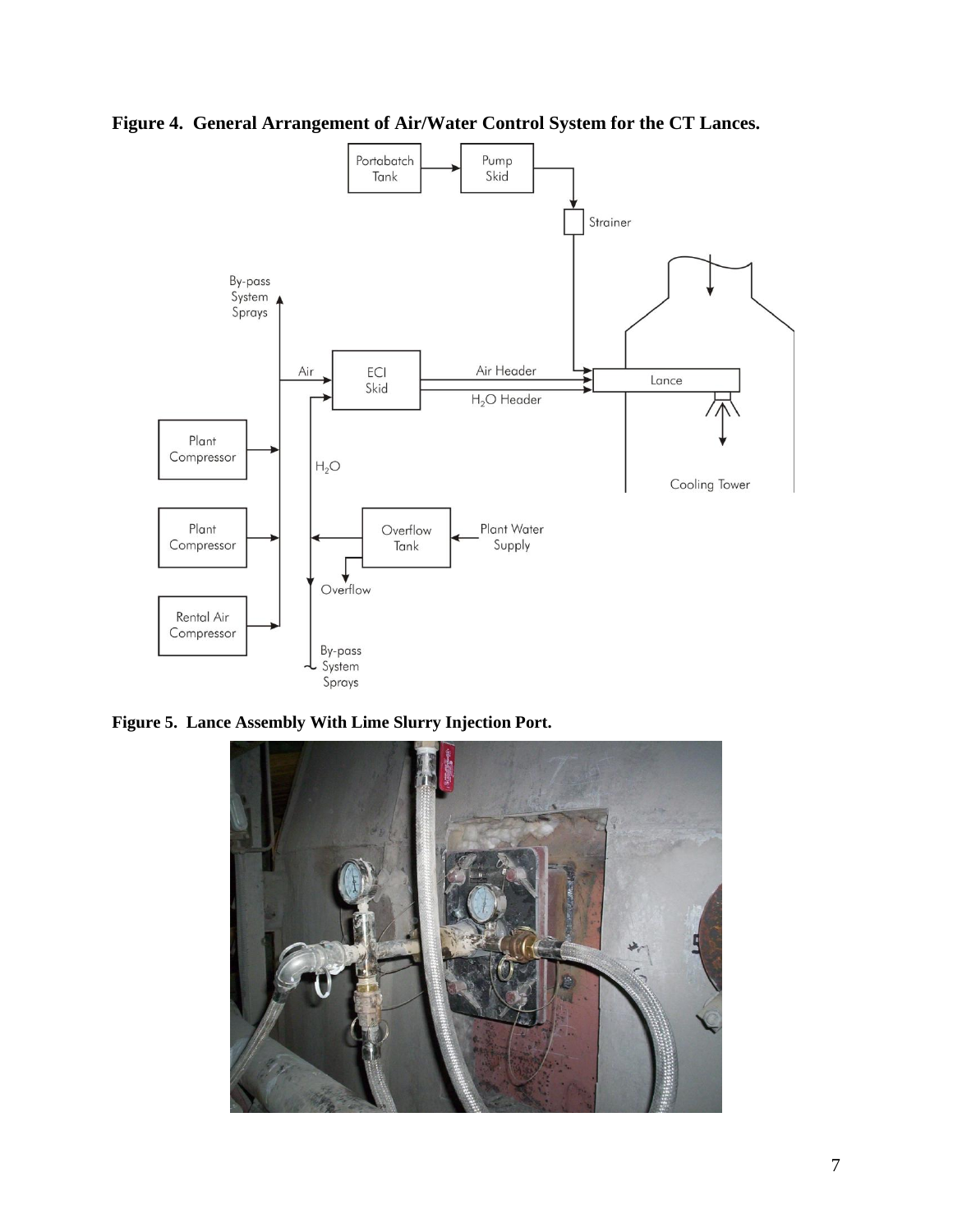**Figure 4. General Arrangement of Air/Water Control System for the CT Lances.**

**Figure 5. Lance Assembly With Lime Slurry Injection Port.**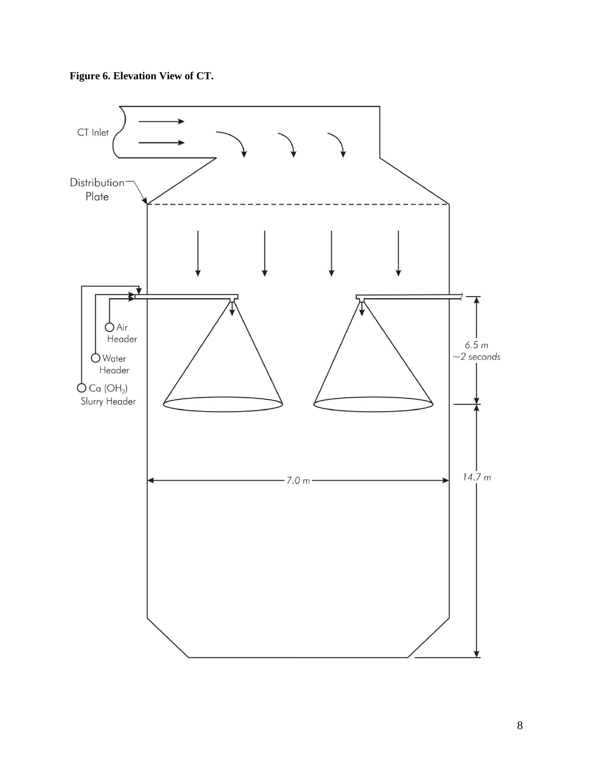**Figure 6. Elevation View of CT.**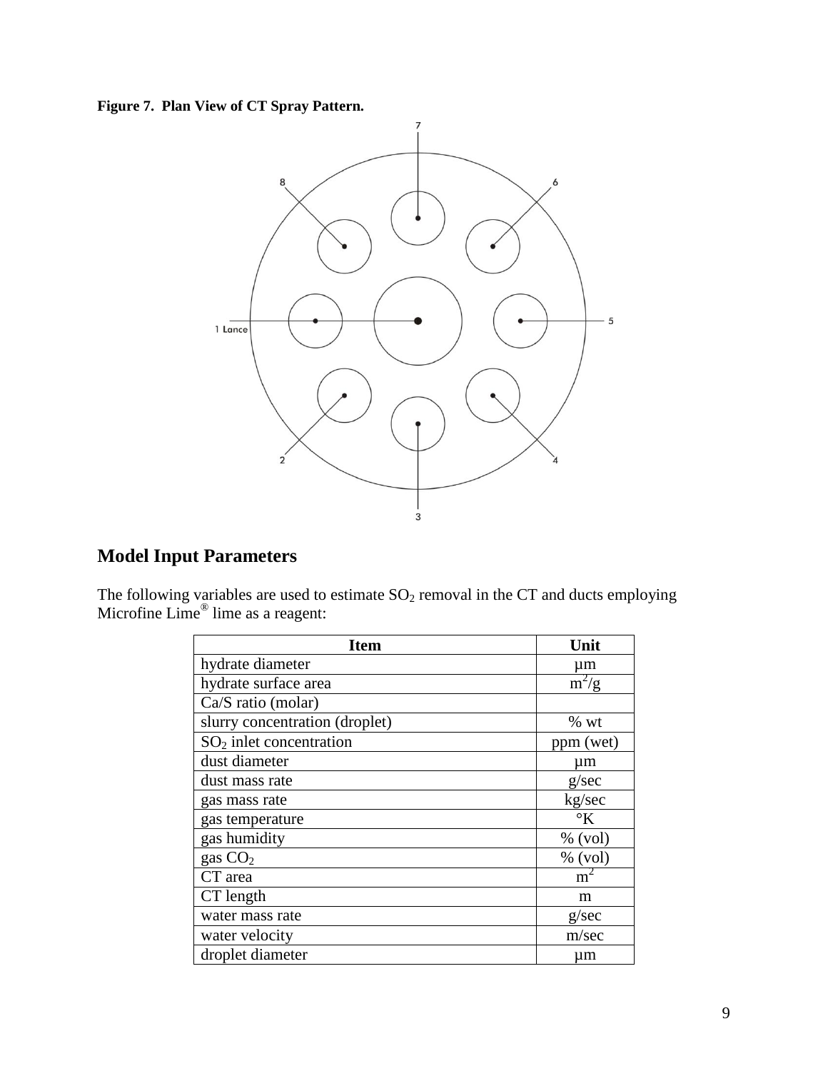**Figure 7. Plan View of CT Spray Pattern.**

## Model Input Parameters

The following variables are used to estimate $SO_2$ removal in the CT and ducts employing Microfine Lime® lime as a reagent:

| Item | Unit |
| --- | --- |
| hydrate diameter | µm |
| hydrate surface area | $m^2/g$ |
| Ca/S ratio (molar) | |
| slurry concentration (droplet) | % wt |
| $SO_2$ inlet concentration | ppm (wet) |
| dust diameter | µm |
| dust mass rate | g/sec |
| gas mass rate | kg/sec |
| gas temperature | °K |
| gas humidity | % (vol) |
| gas $CO_2$ | % (vol) |
| CT area | $m^2$ |
| CT length | m |
| water mass rate | g/sec |
| water velocity | m/sec |
| droplet diameter | µm |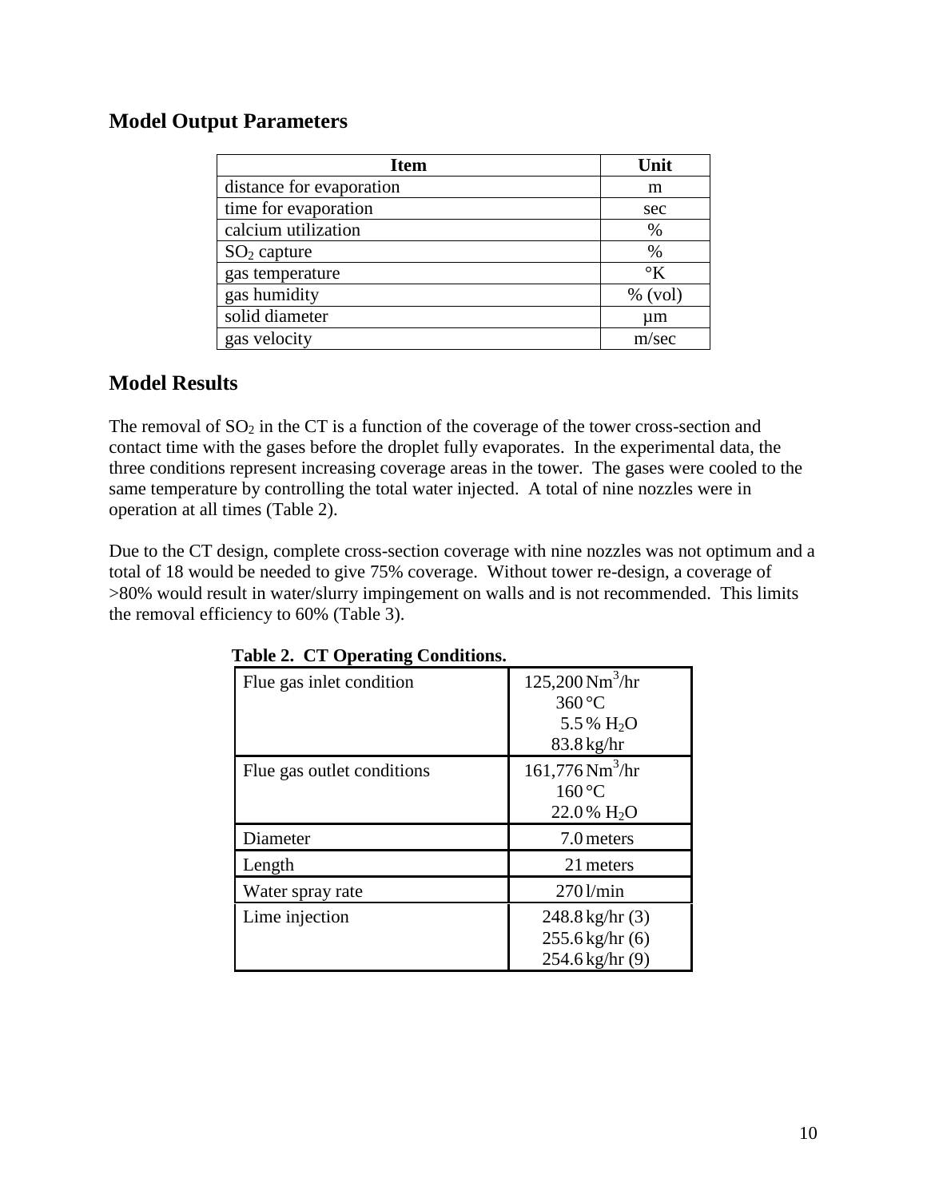## Model Output Parameters

| Item | Unit |
|---|---|
| distance for evaporation | m |
| time for evaporation | sec |
| calcium utilization | % |
| $SO_2$ capture | % |
| gas temperature | °K |
| gas humidity | % (vol) |
| solid diameter | µm |
| gas velocity | m/sec |

## Model Results

The removal of $SO_2$ in the CT is a function of the coverage of the tower cross-section and contact time with the gases before the droplet fully evaporates. In the experimental data, the three conditions represent increasing coverage areas in the tower. The gases were cooled to the same temperature by controlling the total water injected. A total of nine nozzles were in operation at all times (Table 2).

Due to the CT design, complete cross-section coverage with nine nozzles was not optimum and a total of 18 would be needed to give 75% coverage. Without tower re-design, a coverage of >80% would result in water/slurry impingement on walls and is not recommended. This limits the removal efficiency to 60% (Table 3).

**Table 2. CT Operating Conditions.**

| | |
|---|---|
| Flue gas inlet condition | 125,200 $Nm^3$/hr<br>360 °C<br>5.5 % $H_2O$<br>83.8 kg/hr |
| Flue gas outlet conditions | 161,776 $Nm^3$/hr<br>160 °C<br>22.0 % $H_2O$ |
| Diameter | 7.0 meters |
| Length | 21 meters |
| Water spray rate | 270 l/min |
| Lime injection | 248.8 kg/hr (3)<br>255.6 kg/hr (6)<br>254.6 kg/hr (9) |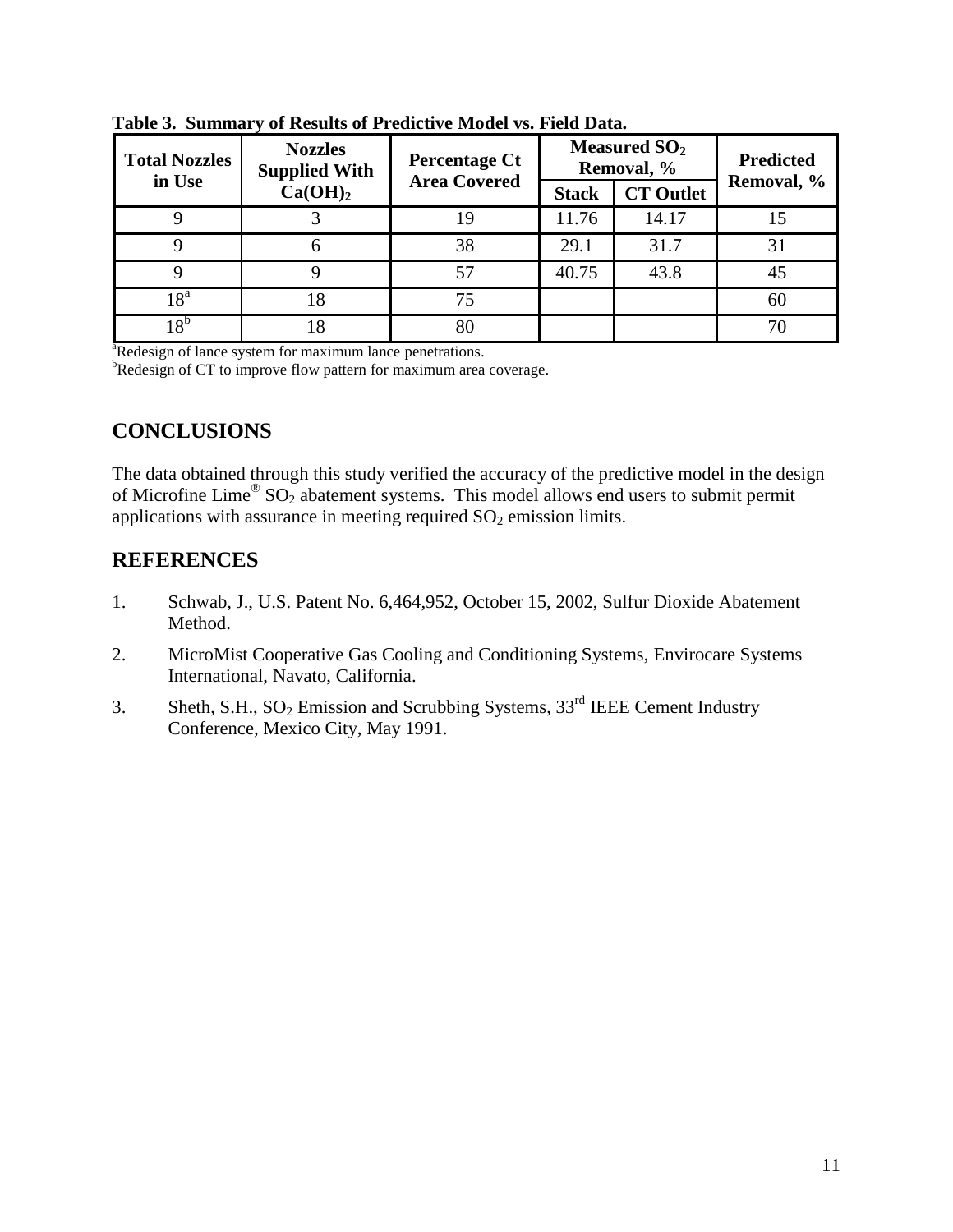**Table 3. Summary of Results of Predictive Model vs. Field Data.**

| Total Nozzles in Use | Nozzles Supplied With $Ca(OH)_2$ | Percentage Ct Area Covered | Measured $SO_2$ Removal, % | | Predicted Removal, % |
|---|---|---|---|---|---|
| | | | Stack | CT Outlet | |
| 9 | 3 | 19 | 11.76 | 14.17 | 15 |
| 9 | 6 | 38 | 29.1 | 31.7 | 31 |
| 9 | 9 | 57 | 40.75 | 43.8 | 45 |
| 18[a] | 18 | 75 | | | 60 |
| 18[b] | 18 | 80 | | | 70 |

[a]Redesign of lance system for maximum lance penetrations.
[b]Redesign of CT to improve flow pattern for maximum area coverage.

## CONCLUSIONS

The data obtained through this study verified the accuracy of the predictive model in the design of Microfine Lime® $SO_2$ abatement systems. This model allows end users to submit permit applications with assurance in meeting required $SO_2$ emission limits.

## REFERENCES

1. Schwab, J., U.S. Patent No. 6,464,952, October 15, 2002, Sulfur Dioxide Abatement Method.
2. MicroMist Cooperative Gas Cooling and Conditioning Systems, Envirocare Systems International, Navato, California.
3. Sheth, S.H., $SO_2$ Emission and Scrubbing Systems, 33rd IEEE Cement Industry Conference, Mexico City, May 1991.